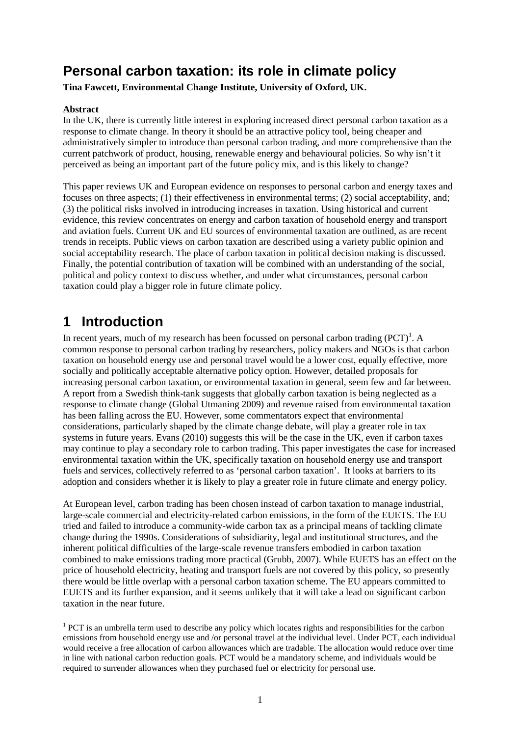# Personal carbon taxation: its role in climate policy

**Tina Fawcett, Environmental Change Institute, University of Oxford, UK.**

**Abstract**

In the UK, there is currently little interest in exploring increased direct personal carbon taxation as a response to climate change. In theory it should be an attractive policy tool, being cheaper and administratively simpler to introduce than personal carbon trading, and more comprehensive than the current patchwork of product, housing, renewable energy and behavioural policies. So why isn't it perceived as being an important part of the future policy mix, and is this likely to change?

This paper reviews UK and European evidence on responses to personal carbon and energy taxes and focuses on three aspects; (1) their effectiveness in environmental terms; (2) social acceptability, and; (3) the political risks involved in introducing increases in taxation. Using historical and current evidence, this review concentrates on energy and carbon taxation of household energy use and transport and aviation fuels. Current UK and EU sources of environmental taxation are outlined, as are recent trends in receipts. Public views on carbon taxation are described using a variety public opinion and social acceptability research. The place of carbon taxation in political decision making is discussed. Finally, the potential contribution of taxation will be combined with an understanding of the social, political and policy context to discuss whether, and under what circumstances, personal carbon taxation could play a bigger role in future climate policy.

# 1 Introduction

In recent years, much of my research has been focussed on personal carbon trading (PCT)[1]. A common response to personal carbon trading by researchers, policy makers and NGOs is that carbon taxation on household energy use and personal travel would be a lower cost, equally effective, more socially and politically acceptable alternative policy option. However, detailed proposals for increasing personal carbon taxation, or environmental taxation in general, seem few and far between. A report from a Swedish think-tank suggests that globally carbon taxation is being neglected as a response to climate change (Global Utmaning 2009) and revenue raised from environmental taxation has been falling across the EU. However, some commentators expect that environmental considerations, particularly shaped by the climate change debate, will play a greater role in tax systems in future years. Evans (2010) suggests this will be the case in the UK, even if carbon taxes may continue to play a secondary role to carbon trading. This paper investigates the case for increased environmental taxation within the UK, specifically taxation on household energy use and transport fuels and services, collectively referred to as 'personal carbon taxation'. It looks at barriers to its adoption and considers whether it is likely to play a greater role in future climate and energy policy.

At European level, carbon trading has been chosen instead of carbon taxation to manage industrial, large-scale commercial and electricity-related carbon emissions, in the form of the EUETS. The EU tried and failed to introduce a community-wide carbon tax as a principal means of tackling climate change during the 1990s. Considerations of subsidiarity, legal and institutional structures, and the inherent political difficulties of the large-scale revenue transfers embodied in carbon taxation combined to make emissions trading more practical (Grubb, 2007). While EUETS has an effect on the price of household electricity, heating and transport fuels are not covered by this policy, so presently there would be little overlap with a personal carbon taxation scheme. The EU appears committed to EUETS and its further expansion, and it seems unlikely that it will take a lead on significant carbon taxation in the near future.

[1] PCT is an umbrella term used to describe any policy which locates rights and responsibilities for the carbon emissions from household energy use and /or personal travel at the individual level. Under PCT, each individual would receive a free allocation of carbon allowances which are tradable. The allocation would reduce over time in line with national carbon reduction goals. PCT would be a mandatory scheme, and individuals would be required to surrender allowances when they purchased fuel or electricity for personal use.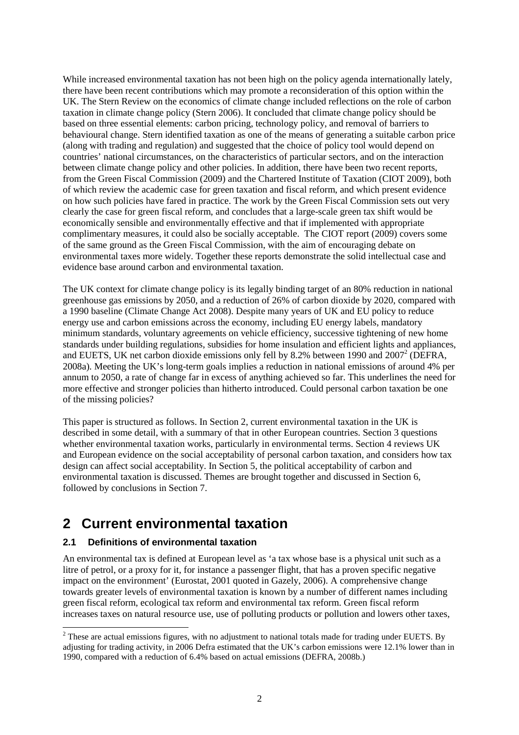While increased environmental taxation has not been high on the policy agenda internationally lately, there have been recent contributions which may promote a reconsideration of this option within the UK. The Stern Review on the economics of climate change included reflections on the role of carbon taxation in climate change policy (Stern 2006). It concluded that climate change policy should be based on three essential elements: carbon pricing, technology policy, and removal of barriers to behavioural change. Stern identified taxation as one of the means of generating a suitable carbon price (along with trading and regulation) and suggested that the choice of policy tool would depend on countries' national circumstances, on the characteristics of particular sectors, and on the interaction between climate change policy and other policies. In addition, there have been two recent reports, from the Green Fiscal Commission (2009) and the Chartered Institute of Taxation (CIOT 2009), both of which review the academic case for green taxation and fiscal reform, and which present evidence on how such policies have fared in practice. The work by the Green Fiscal Commission sets out very clearly the case for green fiscal reform, and concludes that a large-scale green tax shift would be economically sensible and environmentally effective and that if implemented with appropriate complimentary measures, it could also be socially acceptable. The CIOT report (2009) covers some of the same ground as the Green Fiscal Commission, with the aim of encouraging debate on environmental taxes more widely. Together these reports demonstrate the solid intellectual case and evidence base around carbon and environmental taxation.

The UK context for climate change policy is its legally binding target of an 80% reduction in national greenhouse gas emissions by 2050, and a reduction of 26% of carbon dioxide by 2020, compared with a 1990 baseline (Climate Change Act 2008). Despite many years of UK and EU policy to reduce energy use and carbon emissions across the economy, including EU energy labels, mandatory minimum standards, voluntary agreements on vehicle efficiency, successive tightening of new home standards under building regulations, subsidies for home insulation and efficient lights and appliances, and EUETS, UK net carbon dioxide emissions only fell by 8.2% between 1990 and 2007[2] (DEFRA, 2008a). Meeting the UK's long-term goals implies a reduction in national emissions of around 4% per annum to 2050, a rate of change far in excess of anything achieved so far. This underlines the need for more effective and stronger policies than hitherto introduced. Could personal carbon taxation be one of the missing policies?

This paper is structured as follows. In Section 2, current environmental taxation in the UK is described in some detail, with a summary of that in other European countries. Section 3 questions whether environmental taxation works, particularly in environmental terms. Section 4 reviews UK and European evidence on the social acceptability of personal carbon taxation, and considers how tax design can affect social acceptability. In Section 5, the political acceptability of carbon and environmental taxation is discussed. Themes are brought together and discussed in Section 6, followed by conclusions in Section 7.

# 2 Current environmental taxation

## 2.1 Definitions of environmental taxation

An environmental tax is defined at European level as 'a tax whose base is a physical unit such as a litre of petrol, or a proxy for it, for instance a passenger flight, that has a proven specific negative impact on the environment' (Eurostat, 2001 quoted in Gazely, 2006). A comprehensive change towards greater levels of environmental taxation is known by a number of different names including green fiscal reform, ecological tax reform and environmental tax reform. Green fiscal reform increases taxes on natural resource use, use of polluting products or pollution and lowers other taxes,

[2] These are actual emissions figures, with no adjustment to national totals made for trading under EUETS. By adjusting for trading activity, in 2006 Defra estimated that the UK's carbon emissions were 12.1% lower than in 1990, compared with a reduction of 6.4% based on actual emissions (DEFRA, 2008b.)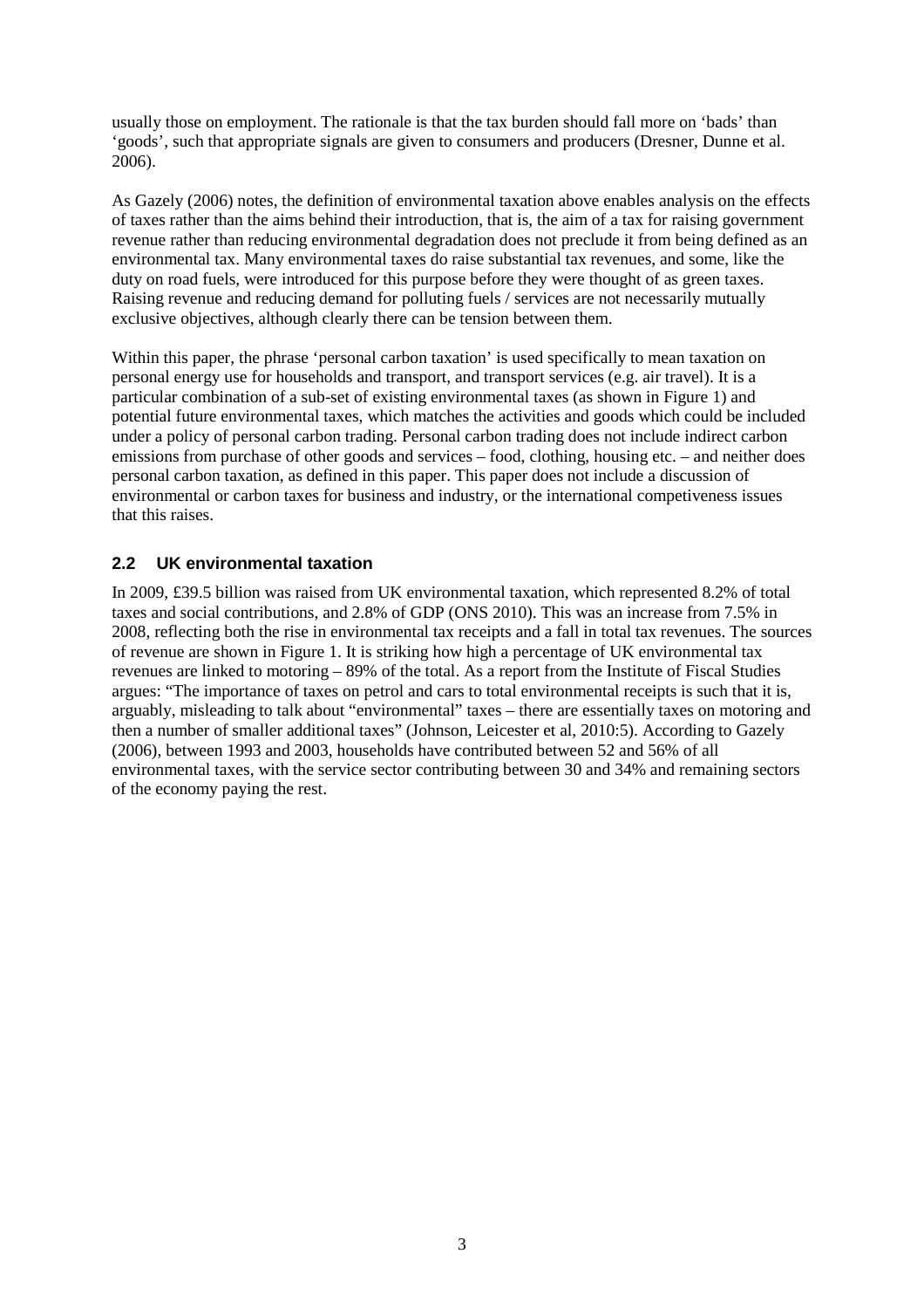usually those on employment. The rationale is that the tax burden should fall more on 'bads' than 'goods', such that appropriate signals are given to consumers and producers (Dresner, Dunne et al. 2006).

As Gazely (2006) notes, the definition of environmental taxation above enables analysis on the effects of taxes rather than the aims behind their introduction, that is, the aim of a tax for raising government revenue rather than reducing environmental degradation does not preclude it from being defined as an environmental tax. Many environmental taxes do raise substantial tax revenues, and some, like the duty on road fuels, were introduced for this purpose before they were thought of as green taxes. Raising revenue and reducing demand for polluting fuels / services are not necessarily mutually exclusive objectives, although clearly there can be tension between them.

Within this paper, the phrase 'personal carbon taxation' is used specifically to mean taxation on personal energy use for households and transport, and transport services (e.g. air travel). It is a particular combination of a sub-set of existing environmental taxes (as shown in Figure 1) and potential future environmental taxes, which matches the activities and goods which could be included under a policy of personal carbon trading. Personal carbon trading does not include indirect carbon emissions from purchase of other goods and services – food, clothing, housing etc. – and neither does personal carbon taxation, as defined in this paper. This paper does not include a discussion of environmental or carbon taxes for business and industry, or the international competiveness issues that this raises.

## 2.2 UK environmental taxation

In 2009, £39.5 billion was raised from UK environmental taxation, which represented 8.2% of total taxes and social contributions, and 2.8% of GDP (ONS 2010). This was an increase from 7.5% in 2008, reflecting both the rise in environmental tax receipts and a fall in total tax revenues. The sources of revenue are shown in Figure 1. It is striking how high a percentage of UK environmental tax revenues are linked to motoring – 89% of the total. As a report from the Institute of Fiscal Studies argues: "The importance of taxes on petrol and cars to total environmental receipts is such that it is, arguably, misleading to talk about "environmental" taxes – there are essentially taxes on motoring and then a number of smaller additional taxes" (Johnson, Leicester et al, 2010:5). According to Gazely (2006), between 1993 and 2003, households have contributed between 52 and 56% of all environmental taxes, with the service sector contributing between 30 and 34% and remaining sectors of the economy paying the rest.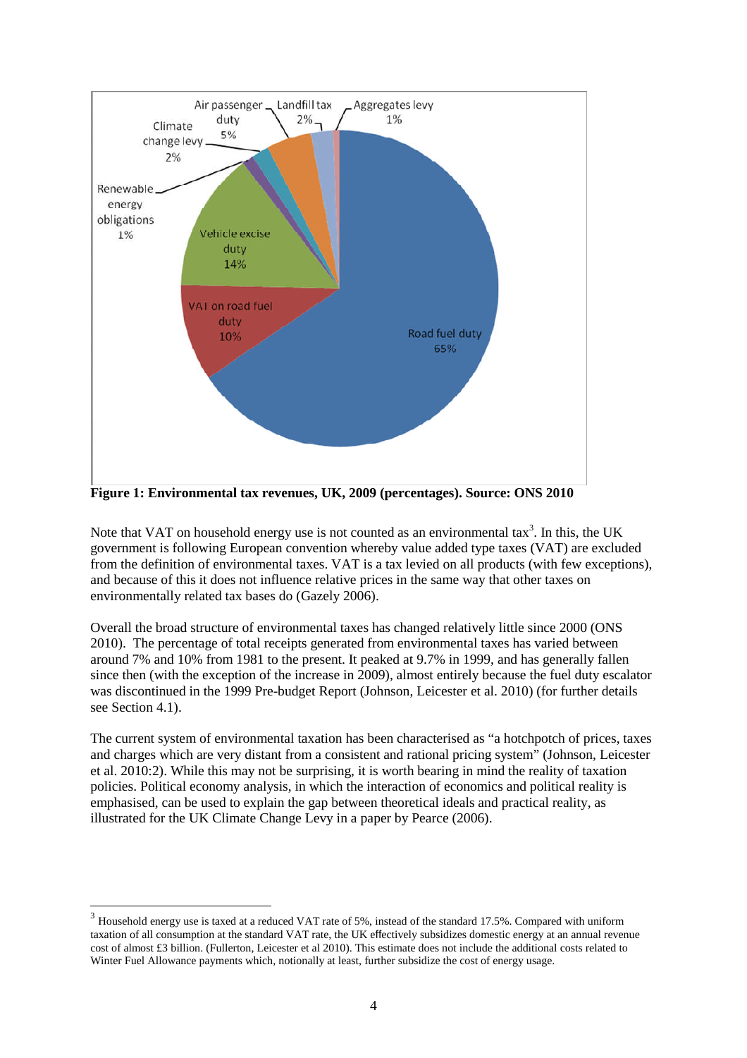**Figure 1: Environmental tax revenues, UK, 2009 (percentages). Source: ONS 2010**

Note that VAT on household energy use is not counted as an environmental tax[3]. In this, the UK government is following European convention whereby value added type taxes (VAT) are excluded from the definition of environmental taxes. VAT is a tax levied on all products (with few exceptions), and because of this it does not influence relative prices in the same way that other taxes on environmentally related tax bases do (Gazely 2006).

Overall the broad structure of environmental taxes has changed relatively little since 2000 (ONS 2010). The percentage of total receipts generated from environmental taxes has varied between around 7% and 10% from 1981 to the present. It peaked at 9.7% in 1999, and has generally fallen since then (with the exception of the increase in 2009), almost entirely because the fuel duty escalator was discontinued in the 1999 Pre-budget Report (Johnson, Leicester et al. 2010) (for further details see Section 4.1).

The current system of environmental taxation has been characterised as "a hotchpotch of prices, taxes and charges which are very distant from a consistent and rational pricing system" (Johnson, Leicester et al. 2010:2). While this may not be surprising, it is worth bearing in mind the reality of taxation policies. Political economy analysis, in which the interaction of economics and political reality is emphasised, can be used to explain the gap between theoretical ideals and practical reality, as illustrated for the UK Climate Change Levy in a paper by Pearce (2006).

---

[3] Household energy use is taxed at a reduced VAT rate of 5%, instead of the standard 17.5%. Compared with uniform taxation of all consumption at the standard VAT rate, the UK effectively subsidizes domestic energy at an annual revenue cost of almost £3 billion. (Fullerton, Leicester et al 2010). This estimate does not include the additional costs related to Winter Fuel Allowance payments which, notionally at least, further subsidize the cost of energy usage.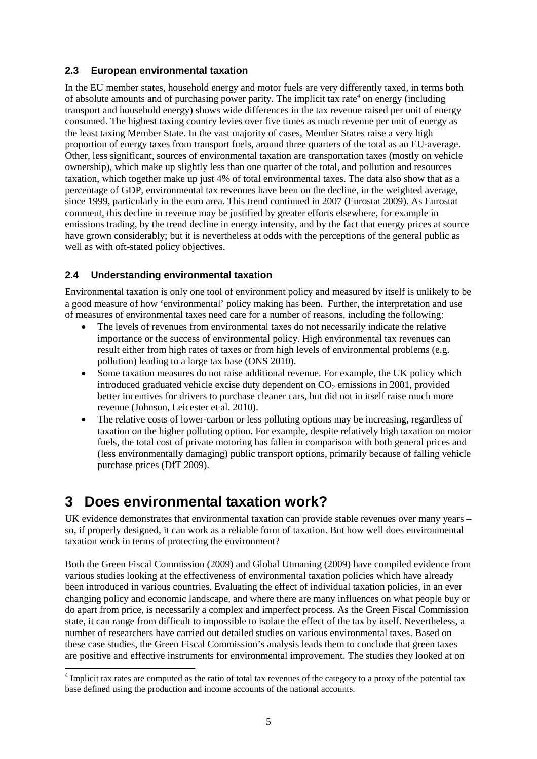### 2.3 European environmental taxation

In the EU member states, household energy and motor fuels are very differently taxed, in terms both of absolute amounts and of purchasing power parity. The implicit tax rate[4] on energy (including transport and household energy) shows wide differences in the tax revenue raised per unit of energy consumed. The highest taxing country levies over five times as much revenue per unit of energy as the least taxing Member State. In the vast majority of cases, Member States raise a very high proportion of energy taxes from transport fuels, around three quarters of the total as an EU-average. Other, less significant, sources of environmental taxation are transportation taxes (mostly on vehicle ownership), which make up slightly less than one quarter of the total, and pollution and resources taxation, which together make up just 4% of total environmental taxes. The data also show that as a percentage of GDP, environmental tax revenues have been on the decline, in the weighted average, since 1999, particularly in the euro area. This trend continued in 2007 (Eurostat 2009). As Eurostat comment, this decline in revenue may be justified by greater efforts elsewhere, for example in emissions trading, by the trend decline in energy intensity, and by the fact that energy prices at source have grown considerably; but it is nevertheless at odds with the perceptions of the general public as well as with oft-stated policy objectives.

### 2.4 Understanding environmental taxation

Environmental taxation is only one tool of environment policy and measured by itself is unlikely to be a good measure of how 'environmental' policy making has been. Further, the interpretation and use of measures of environmental taxes need care for a number of reasons, including the following:

- The levels of revenues from environmental taxes do not necessarily indicate the relative importance or the success of environmental policy. High environmental tax revenues can result either from high rates of taxes or from high levels of environmental problems (e.g. pollution) leading to a large tax base (ONS 2010).
- Some taxation measures do not raise additional revenue. For example, the UK policy which introduced graduated vehicle excise duty dependent on $CO_2$ emissions in 2001, provided better incentives for drivers to purchase cleaner cars, but did not in itself raise much more revenue (Johnson, Leicester et al. 2010).
- The relative costs of lower-carbon or less polluting options may be increasing, regardless of taxation on the higher polluting option. For example, despite relatively high taxation on motor fuels, the total cost of private motoring has fallen in comparison with both general prices and (less environmentally damaging) public transport options, primarily because of falling vehicle purchase prices (DfT 2009).

# 3 Does environmental taxation work?

UK evidence demonstrates that environmental taxation can provide stable revenues over many years – so, if properly designed, it can work as a reliable form of taxation. But how well does environmental taxation work in terms of protecting the environment?

Both the Green Fiscal Commission (2009) and Global Utmaning (2009) have compiled evidence from various studies looking at the effectiveness of environmental taxation policies which have already been introduced in various countries. Evaluating the effect of individual taxation policies, in an ever changing policy and economic landscape, and where there are many influences on what people buy or do apart from price, is necessarily a complex and imperfect process. As the Green Fiscal Commission state, it can range from difficult to impossible to isolate the effect of the tax by itself. Nevertheless, a number of researchers have carried out detailed studies on various environmental taxes. Based on these case studies, the Green Fiscal Commission's analysis leads them to conclude that green taxes are positive and effective instruments for environmental improvement. The studies they looked at on

[4] Implicit tax rates are computed as the ratio of total tax revenues of the category to a proxy of the potential tax base defined using the production and income accounts of the national accounts.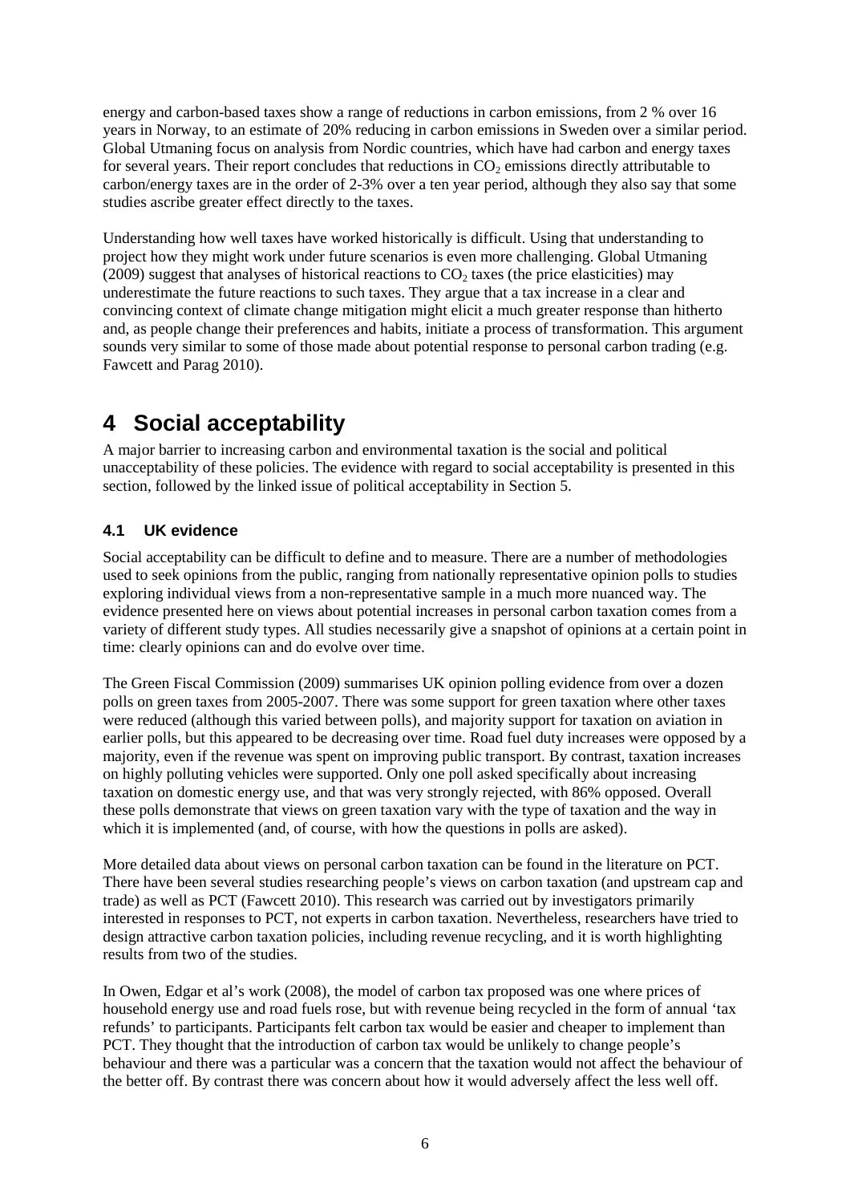energy and carbon-based taxes show a range of reductions in carbon emissions, from 2 % over 16 years in Norway, to an estimate of 20% reducing in carbon emissions in Sweden over a similar period. Global Utmaning focus on analysis from Nordic countries, which have had carbon and energy taxes for several years. Their report concludes that reductions in $CO_2$ emissions directly attributable to carbon/energy taxes are in the order of 2-3% over a ten year period, although they also say that some studies ascribe greater effect directly to the taxes.

Understanding how well taxes have worked historically is difficult. Using that understanding to project how they might work under future scenarios is even more challenging. Global Utmaning (2009) suggest that analyses of historical reactions to $CO_2$ taxes (the price elasticities) may underestimate the future reactions to such taxes. They argue that a tax increase in a clear and convincing context of climate change mitigation might elicit a much greater response than hitherto and, as people change their preferences and habits, initiate a process of transformation. This argument sounds very similar to some of those made about potential response to personal carbon trading (e.g. Fawcett and Parag 2010).

# 4 Social acceptability

A major barrier to increasing carbon and environmental taxation is the social and political unacceptability of these policies. The evidence with regard to social acceptability is presented in this section, followed by the linked issue of political acceptability in Section 5.

## 4.1 UK evidence

Social acceptability can be difficult to define and to measure. There are a number of methodologies used to seek opinions from the public, ranging from nationally representative opinion polls to studies exploring individual views from a non-representative sample in a much more nuanced way. The evidence presented here on views about potential increases in personal carbon taxation comes from a variety of different study types. All studies necessarily give a snapshot of opinions at a certain point in time: clearly opinions can and do evolve over time.

The Green Fiscal Commission (2009) summarises UK opinion polling evidence from over a dozen polls on green taxes from 2005-2007. There was some support for green taxation where other taxes were reduced (although this varied between polls), and majority support for taxation on aviation in earlier polls, but this appeared to be decreasing over time. Road fuel duty increases were opposed by a majority, even if the revenue was spent on improving public transport. By contrast, taxation increases on highly polluting vehicles were supported. Only one poll asked specifically about increasing taxation on domestic energy use, and that was very strongly rejected, with 86% opposed. Overall these polls demonstrate that views on green taxation vary with the type of taxation and the way in which it is implemented (and, of course, with how the questions in polls are asked).

More detailed data about views on personal carbon taxation can be found in the literature on PCT. There have been several studies researching people's views on carbon taxation (and upstream cap and trade) as well as PCT (Fawcett 2010). This research was carried out by investigators primarily interested in responses to PCT, not experts in carbon taxation. Nevertheless, researchers have tried to design attractive carbon taxation policies, including revenue recycling, and it is worth highlighting results from two of the studies.

In Owen, Edgar et al's work (2008), the model of carbon tax proposed was one where prices of household energy use and road fuels rose, but with revenue being recycled in the form of annual 'tax refunds' to participants. Participants felt carbon tax would be easier and cheaper to implement than PCT. They thought that the introduction of carbon tax would be unlikely to change people's behaviour and there was a particular was a concern that the taxation would not affect the behaviour of the better off. By contrast there was concern about how it would adversely affect the less well off.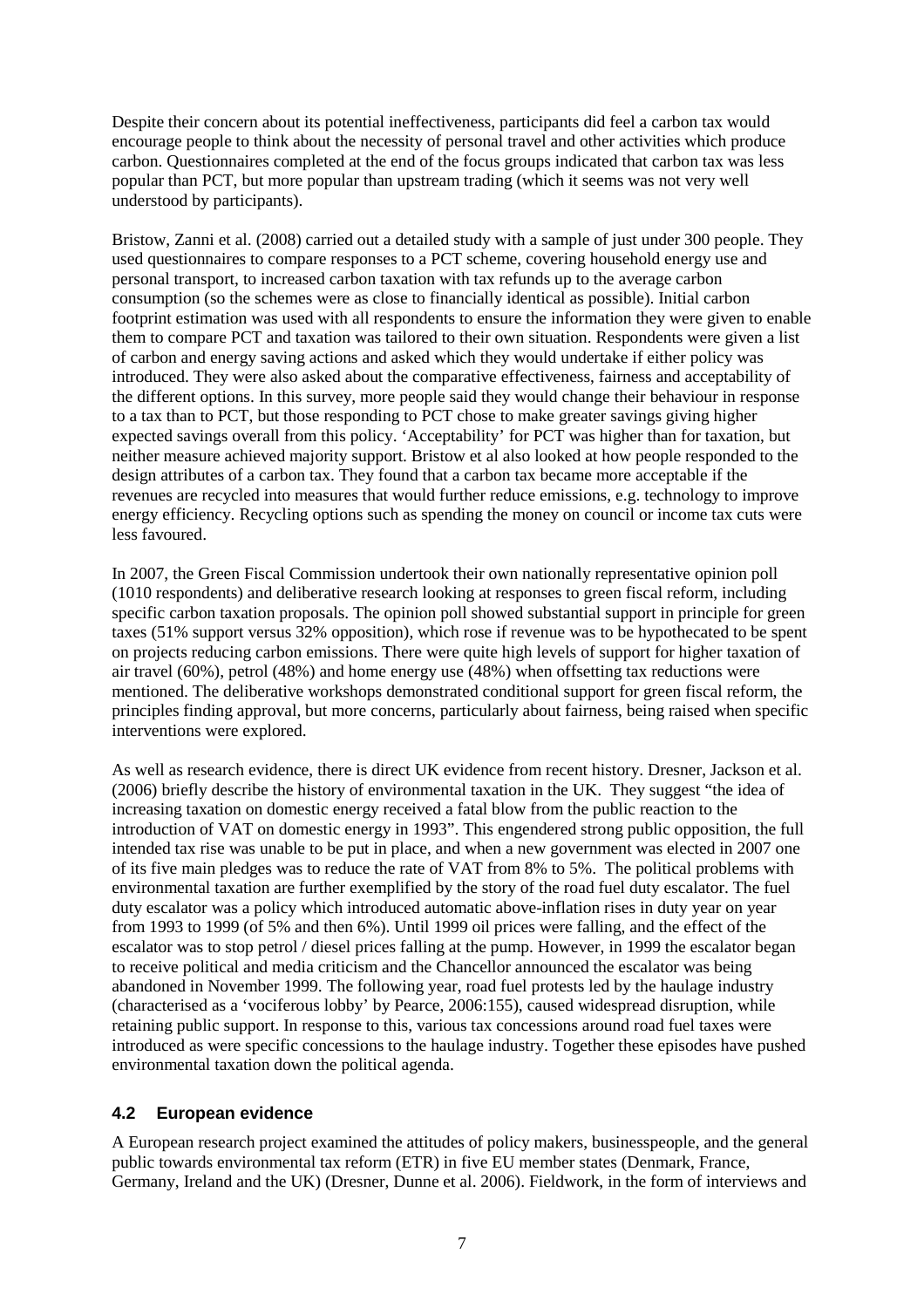Despite their concern about its potential ineffectiveness, participants did feel a carbon tax would encourage people to think about the necessity of personal travel and other activities which produce carbon. Questionnaires completed at the end of the focus groups indicated that carbon tax was less popular than PCT, but more popular than upstream trading (which it seems was not very well understood by participants).

Bristow, Zanni et al. (2008) carried out a detailed study with a sample of just under 300 people. They used questionnaires to compare responses to a PCT scheme, covering household energy use and personal transport, to increased carbon taxation with tax refunds up to the average carbon consumption (so the schemes were as close to financially identical as possible). Initial carbon footprint estimation was used with all respondents to ensure the information they were given to enable them to compare PCT and taxation was tailored to their own situation. Respondents were given a list of carbon and energy saving actions and asked which they would undertake if either policy was introduced. They were also asked about the comparative effectiveness, fairness and acceptability of the different options. In this survey, more people said they would change their behaviour in response to a tax than to PCT, but those responding to PCT chose to make greater savings giving higher expected savings overall from this policy. 'Acceptability' for PCT was higher than for taxation, but neither measure achieved majority support. Bristow et al also looked at how people responded to the design attributes of a carbon tax. They found that a carbon tax became more acceptable if the revenues are recycled into measures that would further reduce emissions, e.g. technology to improve energy efficiency. Recycling options such as spending the money on council or income tax cuts were less favoured.

In 2007, the Green Fiscal Commission undertook their own nationally representative opinion poll (1010 respondents) and deliberative research looking at responses to green fiscal reform, including specific carbon taxation proposals. The opinion poll showed substantial support in principle for green taxes (51% support versus 32% opposition), which rose if revenue was to be hypothecated to be spent on projects reducing carbon emissions. There were quite high levels of support for higher taxation of air travel (60%), petrol (48%) and home energy use (48%) when offsetting tax reductions were mentioned. The deliberative workshops demonstrated conditional support for green fiscal reform, the principles finding approval, but more concerns, particularly about fairness, being raised when specific interventions were explored.

As well as research evidence, there is direct UK evidence from recent history. Dresner, Jackson et al. (2006) briefly describe the history of environmental taxation in the UK. They suggest "the idea of increasing taxation on domestic energy received a fatal blow from the public reaction to the introduction of VAT on domestic energy in 1993". This engendered strong public opposition, the full intended tax rise was unable to be put in place, and when a new government was elected in 2007 one of its five main pledges was to reduce the rate of VAT from 8% to 5%. The political problems with environmental taxation are further exemplified by the story of the road fuel duty escalator. The fuel duty escalator was a policy which introduced automatic above-inflation rises in duty year on year from 1993 to 1999 (of 5% and then 6%). Until 1999 oil prices were falling, and the effect of the escalator was to stop petrol / diesel prices falling at the pump. However, in 1999 the escalator began to receive political and media criticism and the Chancellor announced the escalator was being abandoned in November 1999. The following year, road fuel protests led by the haulage industry (characterised as a 'vociferous lobby' by Pearce, 2006:155), caused widespread disruption, while retaining public support. In response to this, various tax concessions around road fuel taxes were introduced as were specific concessions to the haulage industry. Together these episodes have pushed environmental taxation down the political agenda.

## 4.2 European evidence

A European research project examined the attitudes of policy makers, businesspeople, and the general public towards environmental tax reform (ETR) in five EU member states (Denmark, France, Germany, Ireland and the UK) (Dresner, Dunne et al. 2006). Fieldwork, in the form of interviews and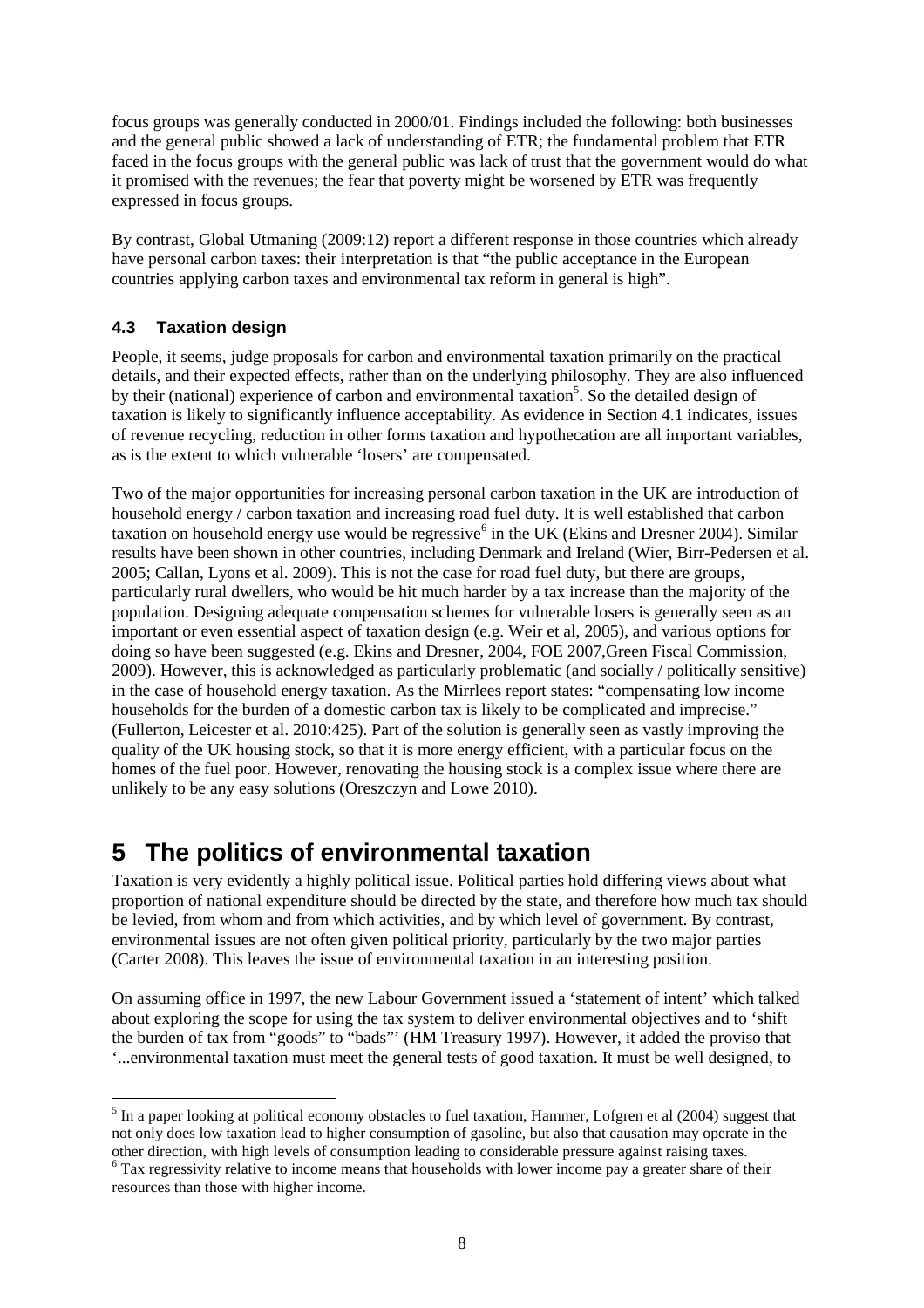focus groups was generally conducted in 2000/01. Findings included the following: both businesses and the general public showed a lack of understanding of ETR; the fundamental problem that ETR faced in the focus groups with the general public was lack of trust that the government would do what it promised with the revenues; the fear that poverty might be worsened by ETR was frequently expressed in focus groups.

By contrast, Global Utmaning (2009:12) report a different response in those countries which already have personal carbon taxes: their interpretation is that "the public acceptance in the European countries applying carbon taxes and environmental tax reform in general is high".

### 4.3 Taxation design

People, it seems, judge proposals for carbon and environmental taxation primarily on the practical details, and their expected effects, rather than on the underlying philosophy. They are also influenced by their (national) experience of carbon and environmental taxation[5]. So the detailed design of taxation is likely to significantly influence acceptability. As evidence in Section 4.1 indicates, issues of revenue recycling, reduction in other forms taxation and hypothecation are all important variables, as is the extent to which vulnerable 'losers' are compensated.

Two of the major opportunities for increasing personal carbon taxation in the UK are introduction of household energy / carbon taxation and increasing road fuel duty. It is well established that carbon taxation on household energy use would be regressive[6] in the UK (Ekins and Dresner 2004). Similar results have been shown in other countries, including Denmark and Ireland (Wier, Birr-Pedersen et al. 2005; Callan, Lyons et al. 2009). This is not the case for road fuel duty, but there are groups, particularly rural dwellers, who would be hit much harder by a tax increase than the majority of the population. Designing adequate compensation schemes for vulnerable losers is generally seen as an important or even essential aspect of taxation design (e.g. Weir et al, 2005), and various options for doing so have been suggested (e.g. Ekins and Dresner, 2004, FOE 2007,Green Fiscal Commission, 2009). However, this is acknowledged as particularly problematic (and socially / politically sensitive) in the case of household energy taxation. As the Mirrlees report states: "compensating low income households for the burden of a domestic carbon tax is likely to be complicated and imprecise." (Fullerton, Leicester et al. 2010:425). Part of the solution is generally seen as vastly improving the quality of the UK housing stock, so that it is more energy efficient, with a particular focus on the homes of the fuel poor. However, renovating the housing stock is a complex issue where there are unlikely to be any easy solutions (Oreszczyn and Lowe 2010).

# 5 The politics of environmental taxation

Taxation is very evidently a highly political issue. Political parties hold differing views about what proportion of national expenditure should be directed by the state, and therefore how much tax should be levied, from whom and from which activities, and by which level of government. By contrast, environmental issues are not often given political priority, particularly by the two major parties (Carter 2008). This leaves the issue of environmental taxation in an interesting position.

On assuming office in 1997, the new Labour Government issued a 'statement of intent' which talked about exploring the scope for using the tax system to deliver environmental objectives and to 'shift the burden of tax from "goods" to "bads"' (HM Treasury 1997). However, it added the proviso that '...environmental taxation must meet the general tests of good taxation. It must be well designed, to

[5] In a paper looking at political economy obstacles to fuel taxation, Hammer, Lofgren et al (2004) suggest that not only does low taxation lead to higher consumption of gasoline, but also that causation may operate in the other direction, with high levels of consumption leading to considerable pressure against raising taxes.

[6] Tax regressivity relative to income means that households with lower income pay a greater share of their resources than those with higher income.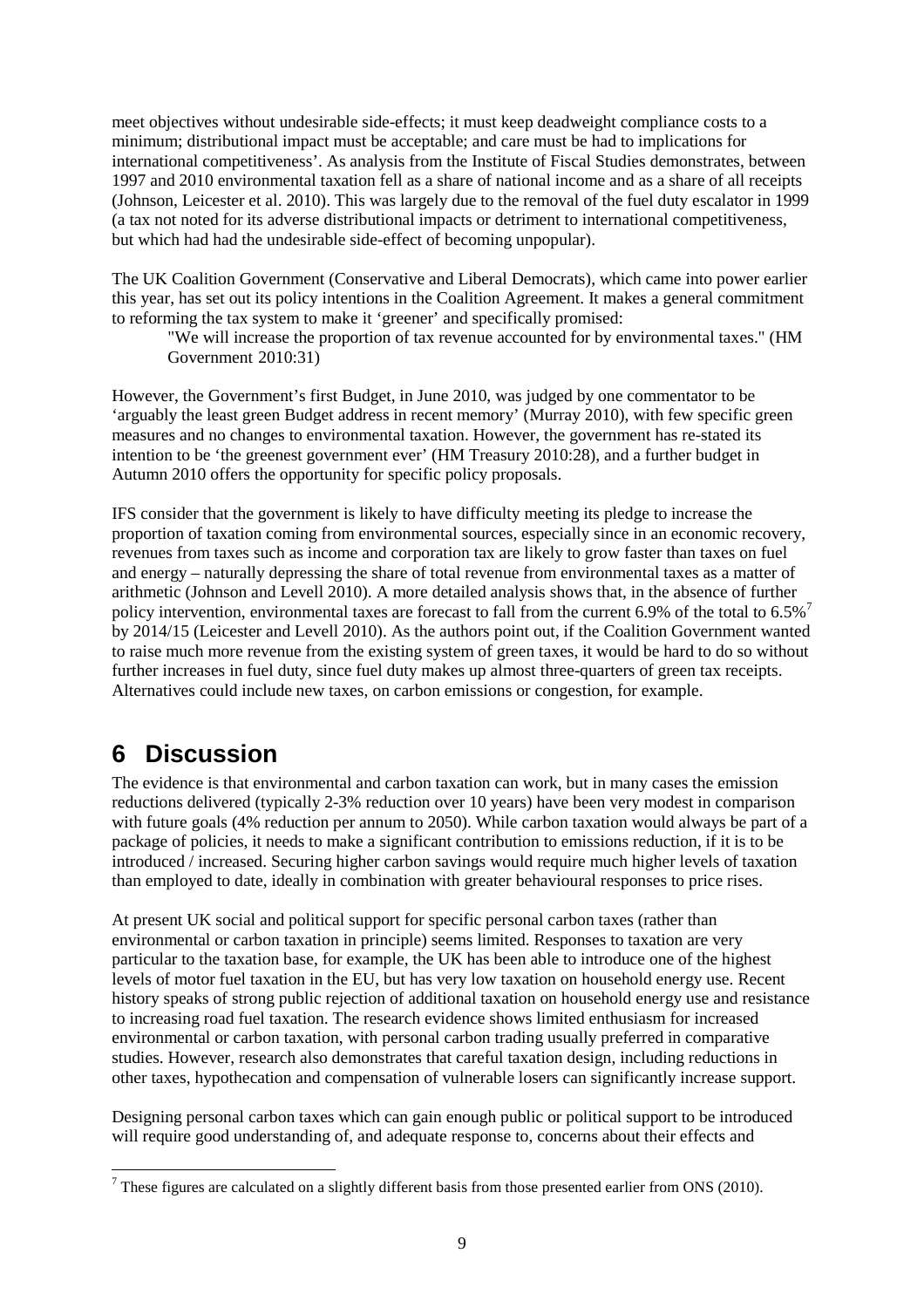meet objectives without undesirable side-effects; it must keep deadweight compliance costs to a minimum; distributional impact must be acceptable; and care must be had to implications for international competitiveness'. As analysis from the Institute of Fiscal Studies demonstrates, between 1997 and 2010 environmental taxation fell as a share of national income and as a share of all receipts (Johnson, Leicester et al. 2010). This was largely due to the removal of the fuel duty escalator in 1999 (a tax not noted for its adverse distributional impacts or detriment to international competitiveness, but which had had the undesirable side-effect of becoming unpopular).

The UK Coalition Government (Conservative and Liberal Democrats), which came into power earlier this year, has set out its policy intentions in the Coalition Agreement. It makes a general commitment to reforming the tax system to make it 'greener' and specifically promised:

> "We will increase the proportion of tax revenue accounted for by environmental taxes." (HM Government 2010:31)

However, the Government's first Budget, in June 2010, was judged by one commentator to be 'arguably the least green Budget address in recent memory' (Murray 2010), with few specific green measures and no changes to environmental taxation. However, the government has re-stated its intention to be 'the greenest government ever' (HM Treasury 2010:28), and a further budget in Autumn 2010 offers the opportunity for specific policy proposals.

IFS consider that the government is likely to have difficulty meeting its pledge to increase the proportion of taxation coming from environmental sources, especially since in an economic recovery, revenues from taxes such as income and corporation tax are likely to grow faster than taxes on fuel and energy – naturally depressing the share of total revenue from environmental taxes as a matter of arithmetic (Johnson and Levell 2010). A more detailed analysis shows that, in the absence of further policy intervention, environmental taxes are forecast to fall from the current 6.9% of the total to 6.5%[7] by 2014/15 (Leicester and Levell 2010). As the authors point out, if the Coalition Government wanted to raise much more revenue from the existing system of green taxes, it would be hard to do so without further increases in fuel duty, since fuel duty makes up almost three-quarters of green tax receipts. Alternatives could include new taxes, on carbon emissions or congestion, for example.

# 6 Discussion

The evidence is that environmental and carbon taxation can work, but in many cases the emission reductions delivered (typically 2-3% reduction over 10 years) have been very modest in comparison with future goals (4% reduction per annum to 2050). While carbon taxation would always be part of a package of policies, it needs to make a significant contribution to emissions reduction, if it is to be introduced / increased. Securing higher carbon savings would require much higher levels of taxation than employed to date, ideally in combination with greater behavioural responses to price rises.

At present UK social and political support for specific personal carbon taxes (rather than environmental or carbon taxation in principle) seems limited. Responses to taxation are very particular to the taxation base, for example, the UK has been able to introduce one of the highest levels of motor fuel taxation in the EU, but has very low taxation on household energy use. Recent history speaks of strong public rejection of additional taxation on household energy use and resistance to increasing road fuel taxation. The research evidence shows limited enthusiasm for increased environmental or carbon taxation, with personal carbon trading usually preferred in comparative studies. However, research also demonstrates that careful taxation design, including reductions in other taxes, hypothecation and compensation of vulnerable losers can significantly increase support.

Designing personal carbon taxes which can gain enough public or political support to be introduced will require good understanding of, and adequate response to, concerns about their effects and

[7] These figures are calculated on a slightly different basis from those presented earlier from ONS (2010).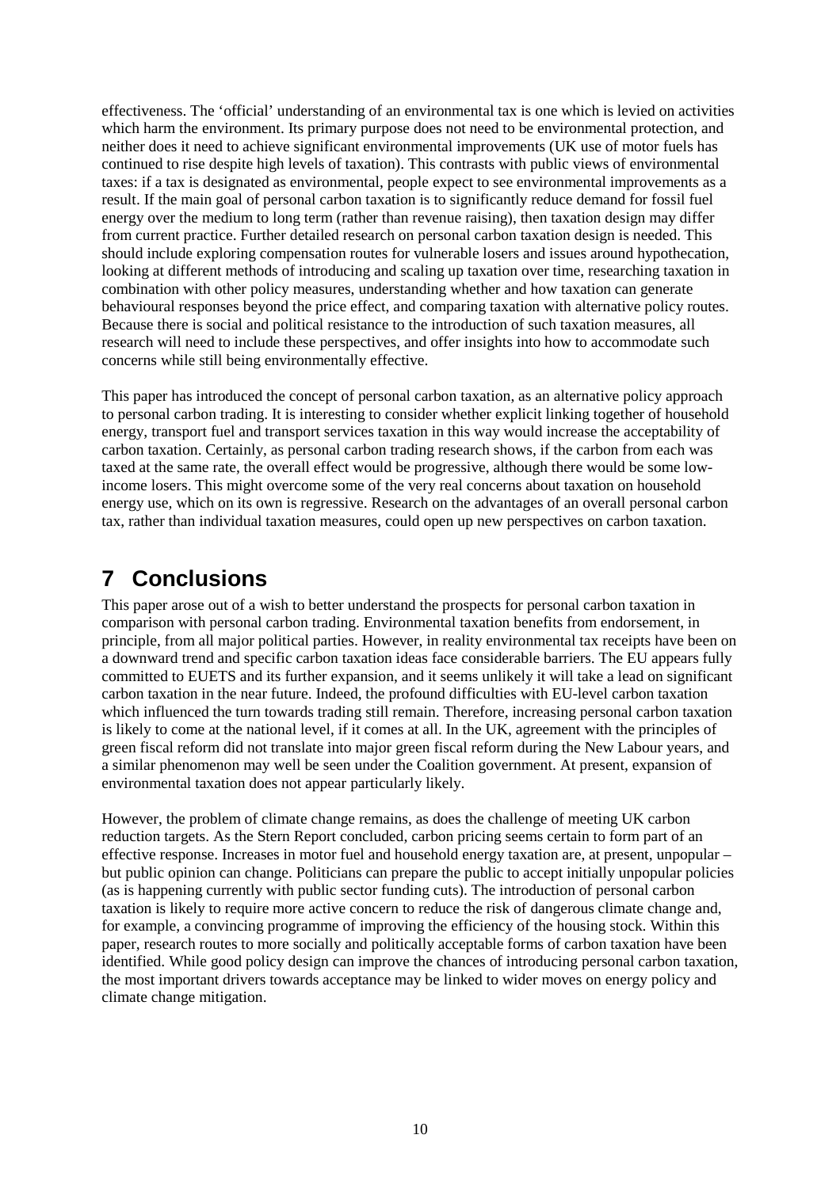effectiveness. The 'official' understanding of an environmental tax is one which is levied on activities which harm the environment. Its primary purpose does not need to be environmental protection, and neither does it need to achieve significant environmental improvements (UK use of motor fuels has continued to rise despite high levels of taxation). This contrasts with public views of environmental taxes: if a tax is designated as environmental, people expect to see environmental improvements as a result. If the main goal of personal carbon taxation is to significantly reduce demand for fossil fuel energy over the medium to long term (rather than revenue raising), then taxation design may differ from current practice. Further detailed research on personal carbon taxation design is needed. This should include exploring compensation routes for vulnerable losers and issues around hypothecation, looking at different methods of introducing and scaling up taxation over time, researching taxation in combination with other policy measures, understanding whether and how taxation can generate behavioural responses beyond the price effect, and comparing taxation with alternative policy routes. Because there is social and political resistance to the introduction of such taxation measures, all research will need to include these perspectives, and offer insights into how to accommodate such concerns while still being environmentally effective.

This paper has introduced the concept of personal carbon taxation, as an alternative policy approach to personal carbon trading. It is interesting to consider whether explicit linking together of household energy, transport fuel and transport services taxation in this way would increase the acceptability of carbon taxation. Certainly, as personal carbon trading research shows, if the carbon from each was taxed at the same rate, the overall effect would be progressive, although there would be some low-income losers. This might overcome some of the very real concerns about taxation on household energy use, which on its own is regressive. Research on the advantages of an overall personal carbon tax, rather than individual taxation measures, could open up new perspectives on carbon taxation.

# 7 Conclusions

This paper arose out of a wish to better understand the prospects for personal carbon taxation in comparison with personal carbon trading. Environmental taxation benefits from endorsement, in principle, from all major political parties. However, in reality environmental tax receipts have been on a downward trend and specific carbon taxation ideas face considerable barriers. The EU appears fully committed to EUETS and its further expansion, and it seems unlikely it will take a lead on significant carbon taxation in the near future. Indeed, the profound difficulties with EU-level carbon taxation which influenced the turn towards trading still remain. Therefore, increasing personal carbon taxation is likely to come at the national level, if it comes at all. In the UK, agreement with the principles of green fiscal reform did not translate into major green fiscal reform during the New Labour years, and a similar phenomenon may well be seen under the Coalition government. At present, expansion of environmental taxation does not appear particularly likely.

However, the problem of climate change remains, as does the challenge of meeting UK carbon reduction targets. As the Stern Report concluded, carbon pricing seems certain to form part of an effective response. Increases in motor fuel and household energy taxation are, at present, unpopular – but public opinion can change. Politicians can prepare the public to accept initially unpopular policies (as is happening currently with public sector funding cuts). The introduction of personal carbon taxation is likely to require more active concern to reduce the risk of dangerous climate change and, for example, a convincing programme of improving the efficiency of the housing stock. Within this paper, research routes to more socially and politically acceptable forms of carbon taxation have been identified. While good policy design can improve the chances of introducing personal carbon taxation, the most important drivers towards acceptance may be linked to wider moves on energy policy and climate change mitigation.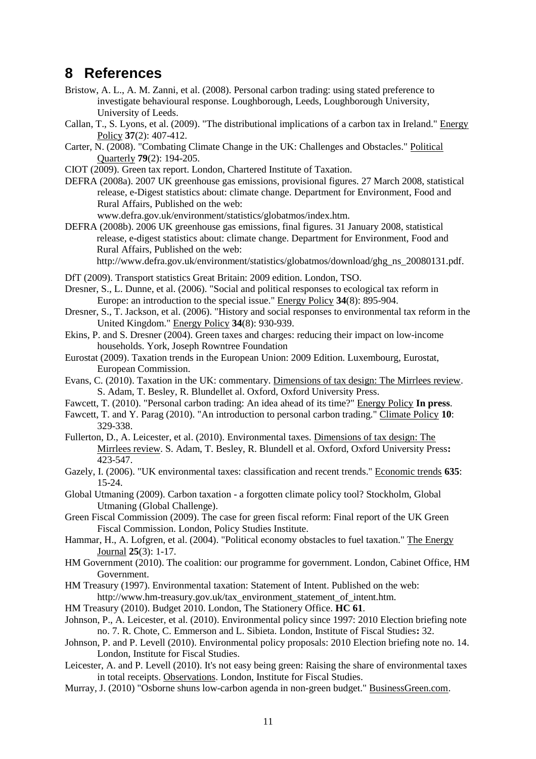# 8 References

Bristow, A. L., A. M. Zanni, et al. (2008). Personal carbon trading: using stated preference to investigate behavioural response. Loughborough, Leeds, Loughborough University, University of Leeds.

Callan, T., S. Lyons, et al. (2009). "The distributional implications of a carbon tax in Ireland." Energy Policy **37**(2): 407-412.

Carter, N. (2008). "Combating Climate Change in the UK: Challenges and Obstacles." Political Quarterly **79**(2): 194-205.

CIOT (2009). Green tax report. London, Chartered Institute of Taxation.

DEFRA (2008a). 2007 UK greenhouse gas emissions, provisional figures. 27 March 2008, statistical release, e-Digest statistics about: climate change. Department for Environment, Food and Rural Affairs, Published on the web: www.defra.gov.uk/environment/statistics/globatmos/index.htm.

DEFRA (2008b). 2006 UK greenhouse gas emissions, final figures. 31 January 2008, statistical release, e-digest statistics about: climate change. Department for Environment, Food and Rural Affairs, Published on the web: http://www.defra.gov.uk/environment/statistics/globatmos/download/ghg_ns_20080131.pdf.

DfT (2009). Transport statistics Great Britain: 2009 edition. London, TSO.

Dresner, S., L. Dunne, et al. (2006). "Social and political responses to ecological tax reform in Europe: an introduction to the special issue." Energy Policy **34**(8): 895-904.

Dresner, S., T. Jackson, et al. (2006). "History and social responses to environmental tax reform in the United Kingdom." Energy Policy **34**(8): 930-939.

Ekins, P. and S. Dresner (2004). Green taxes and charges: reducing their impact on low-income households. York, Joseph Rowntree Foundation

Eurostat (2009). Taxation trends in the European Union: 2009 Edition. Luxembourg, Eurostat, European Commission.

Evans, C. (2010). Taxation in the UK: commentary. Dimensions of tax design: The Mirrlees review. S. Adam, T. Besley, R. Blundellet al. Oxford, Oxford University Press.

Fawcett, T. (2010). "Personal carbon trading: An idea ahead of its time?" Energy Policy **In press**.

Fawcett, T. and Y. Parag (2010). "An introduction to personal carbon trading." Climate Policy **10**: 329-338.

Fullerton, D., A. Leicester, et al. (2010). Environmental taxes. Dimensions of tax design: The Mirrlees review. S. Adam, T. Besley, R. Blundell et al. Oxford, Oxford University Press**:** 423-547.

Gazely, I. (2006). "UK environmental taxes: classification and recent trends." Economic trends **635**: 15-24.

Global Utmaning (2009). Carbon taxation - a forgotten climate policy tool? Stockholm, Global Utmaning (Global Challenge).

Green Fiscal Commission (2009). The case for green fiscal reform: Final report of the UK Green Fiscal Commission. London, Policy Studies Institute.

Hammar, H., A. Lofgren, et al. (2004). "Political economy obstacles to fuel taxation." The Energy Journal **25**(3): 1-17.

HM Government (2010). The coalition: our programme for government. London, Cabinet Office, HM Government.

HM Treasury (1997). Environmental taxation: Statement of Intent. Published on the web: http://www.hm-treasury.gov.uk/tax_environment_statement_of_intent.htm.

HM Treasury (2010). Budget 2010. London, The Stationery Office. **HC 61**.

Johnson, P., A. Leicester, et al. (2010). Environmental policy since 1997: 2010 Election briefing note no. 7. R. Chote, C. Emmerson and L. Sibieta. London, Institute of Fiscal Studies**:** 32.

Johnson, P. and P. Levell (2010). Environmental policy proposals: 2010 Election briefing note no. 14. London, Institute for Fiscal Studies.

Leicester, A. and P. Levell (2010). It's not easy being green: Raising the share of environmental taxes in total receipts. Observations. London, Institute for Fiscal Studies.

Murray, J. (2010) "Osborne shuns low-carbon agenda in non-green budget." BusinessGreen.com.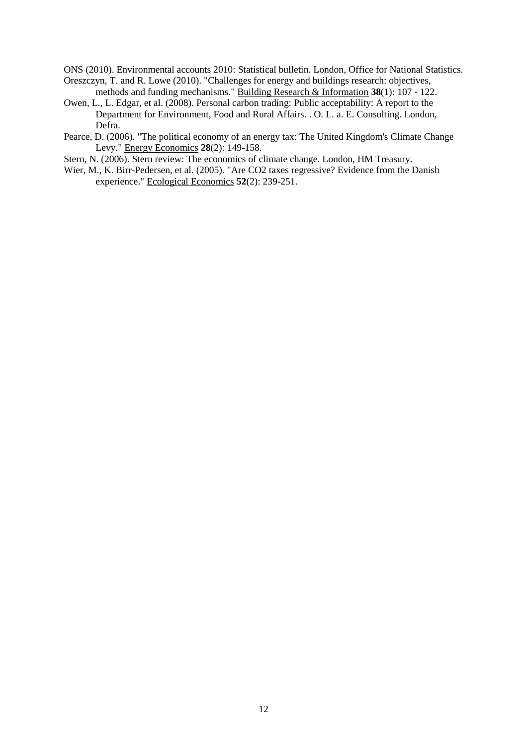ONS (2010). Environmental accounts 2010: Statistical bulletin. London, Office for National Statistics.

Oreszczyn, T. and R. Lowe (2010). "Challenges for energy and buildings research: objectives, methods and funding mechanisms." Building Research & Information **38**(1): 107 - 122.

Owen, L., L. Edgar, et al. (2008). Personal carbon trading: Public acceptability: A report to the Department for Environment, Food and Rural Affairs. . O. L. a. E. Consulting. London, Defra.

Pearce, D. (2006). "The political economy of an energy tax: The United Kingdom's Climate Change Levy." Energy Economics **28**(2): 149-158.

Stern, N. (2006). Stern review: The economics of climate change. London, HM Treasury.

Wier, M., K. Birr-Pedersen, et al. (2005). "Are CO2 taxes regressive? Evidence from the Danish experience." Ecological Economics **52**(2): 239-251.